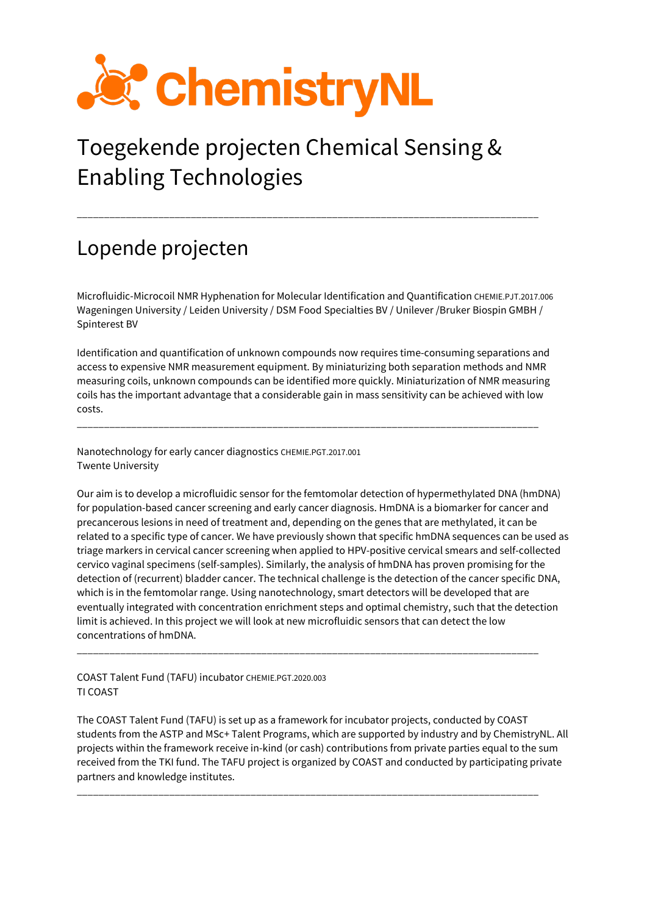# Toegekende projecten Chemical Sensing & Enabling Technologies

---

## Lopende projecten

Microfluidic-Microcoil NMR Hyphenation for Molecular Identification and Quantification CHEMIE.PJT.2017.006
Wageningen University / Leiden University / DSM Food Specialties BV / Unilever /Bruker Biospin GMBH / Spinterest BV

Identification and quantification of unknown compounds now requires time-consuming separations and access to expensive NMR measurement equipment. By miniaturizing both separation methods and NMR measuring coils, unknown compounds can be identified more quickly. Miniaturization of NMR measuring coils has the important advantage that a considerable gain in mass sensitivity can be achieved with low costs.

---

Nanotechnology for early cancer diagnostics CHEMIE.PGT.2017.001
Twente University

Our aim is to develop a microfluidic sensor for the femtomolar detection of hypermethylated DNA (hmDNA) for population-based cancer screening and early cancer diagnosis. HmDNA is a biomarker for cancer and precancerous lesions in need of treatment and, depending on the genes that are methylated, it can be related to a specific type of cancer. We have previously shown that specific hmDNA sequences can be used as triage markers in cervical cancer screening when applied to HPV-positive cervical smears and self-collected cervico vaginal specimens (self-samples). Similarly, the analysis of hmDNA has proven promising for the detection of (recurrent) bladder cancer. The technical challenge is the detection of the cancer specific DNA, which is in the femtomolar range. Using nanotechnology, smart detectors will be developed that are eventually integrated with concentration enrichment steps and optimal chemistry, such that the detection limit is achieved. In this project we will look at new microfluidic sensors that can detect the low concentrations of hmDNA.

---

COAST Talent Fund (TAFU) incubator CHEMIE.PGT.2020.003
TI COAST

The COAST Talent Fund (TAFU) is set up as a framework for incubator projects, conducted by COAST students from the ASTP and MSc+ Talent Programs, which are supported by industry and by ChemistryNL. All projects within the framework receive in-kind (or cash) contributions from private parties equal to the sum received from the TKI fund. The TAFU project is organized by COAST and conducted by participating private partners and knowledge institutes.

---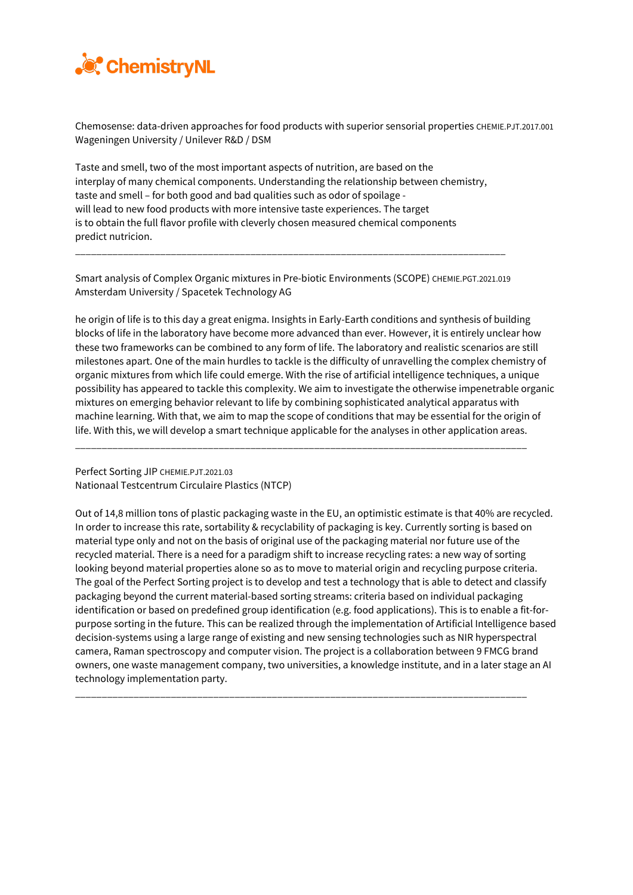ChemistryNL

Chemosense: data-driven approaches for food products with superior sensorial properties CHEMIE.PJT.2017.001
Wageningen University / Unilever R&D / DSM

Taste and smell, two of the most important aspects of nutrition, are based on the interplay of many chemical components. Understanding the relationship between chemistry, taste and smell – for both good and bad qualities such as odor of spoilage - will lead to new food products with more intensive taste experiences. The target is to obtain the full flavor profile with cleverly chosen measured chemical components predict nutricion.

---

Smart analysis of Complex Organic mixtures in Pre-biotic Environments (SCOPE) CHEMIE.PGT.2021.019
Amsterdam University / Spacetek Technology AG

he origin of life is to this day a great enigma. Insights in Early-Earth conditions and synthesis of building blocks of life in the laboratory have become more advanced than ever. However, it is entirely unclear how these two frameworks can be combined to any form of life. The laboratory and realistic scenarios are still milestones apart. One of the main hurdles to tackle is the difficulty of unravelling the complex chemistry of organic mixtures from which life could emerge. With the rise of artificial intelligence techniques, a unique possibility has appeared to tackle this complexity. We aim to investigate the otherwise impenetrable organic mixtures on emerging behavior relevant to life by combining sophisticated analytical apparatus with machine learning. With that, we aim to map the scope of conditions that may be essential for the origin of life. With this, we will develop a smart technique applicable for the analyses in other application areas.

---

Perfect Sorting JIP CHEMIE.PJT.2021.03
Nationaal Testcentrum Circulaire Plastics (NTCP)

Out of 14,8 million tons of plastic packaging waste in the EU, an optimistic estimate is that 40% are recycled. In order to increase this rate, sortability & recyclability of packaging is key. Currently sorting is based on material type only and not on the basis of original use of the packaging material nor future use of the recycled material. There is a need for a paradigm shift to increase recycling rates: a new way of sorting looking beyond material properties alone so as to move to material origin and recycling purpose criteria. The goal of the Perfect Sorting project is to develop and test a technology that is able to detect and classify packaging beyond the current material-based sorting streams: criteria based on individual packaging identification or based on predefined group identification (e.g. food applications). This is to enable a fit-for-purpose sorting in the future. This can be realized through the implementation of Artificial Intelligence based decision-systems using a large range of existing and new sensing technologies such as NIR hyperspectral camera, Raman spectroscopy and computer vision. The project is a collaboration between 9 FMCG brand owners, one waste management company, two universities, a knowledge institute, and in a later stage an AI technology implementation party.

---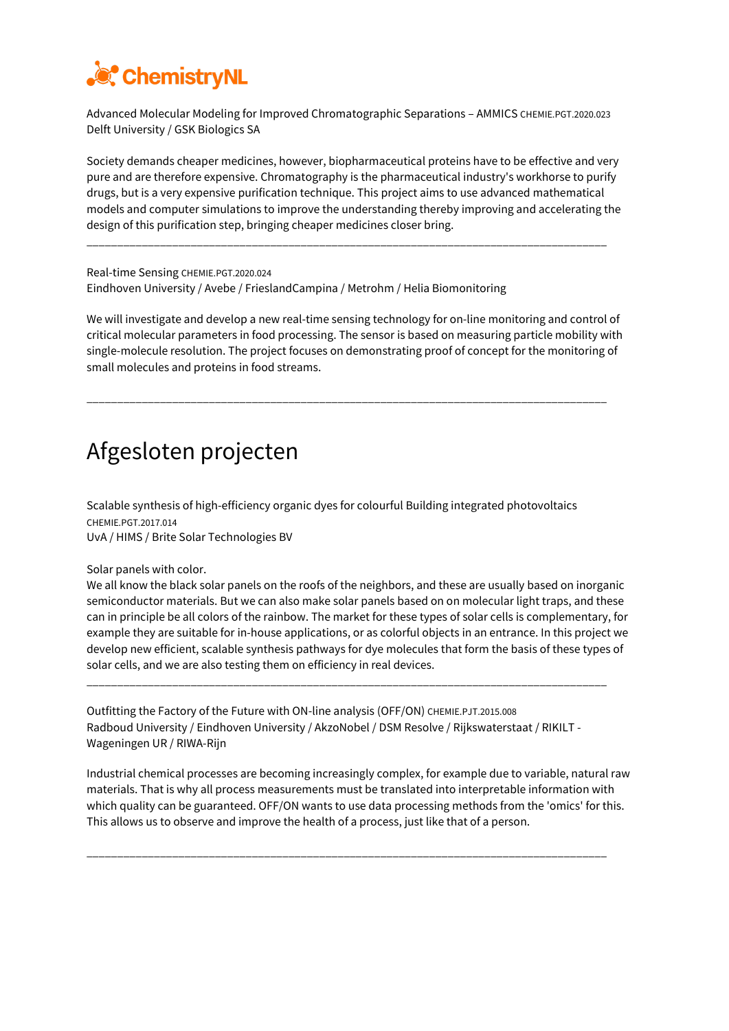ChemistryNL

Advanced Molecular Modeling for Improved Chromatographic Separations – AMMICS CHEMIE.PGT.2020.023
Delft University / GSK Biologics SA

Society demands cheaper medicines, however, biopharmaceutical proteins have to be effective and very pure and are therefore expensive. Chromatography is the pharmaceutical industry's workhorse to purify drugs, but is a very expensive purification technique. This project aims to use advanced mathematical models and computer simulations to improve the understanding thereby improving and accelerating the design of this purification step, bringing cheaper medicines closer bring.

---

Real-time Sensing CHEMIE.PGT.2020.024
Eindhoven University / Avebe / FrieslandCampina / Metrohm / Helia Biomonitoring

We will investigate and develop a new real-time sensing technology for on-line monitoring and control of critical molecular parameters in food processing. The sensor is based on measuring particle mobility with single-molecule resolution. The project focuses on demonstrating proof of concept for the monitoring of small molecules and proteins in food streams.

---

# Afgesloten projecten

Scalable synthesis of high-efficiency organic dyes for colourful Building integrated photovoltaics CHEMIE.PGT.2017.014
UvA / HIMS / Brite Solar Technologies BV

Solar panels with color.
We all know the black solar panels on the roofs of the neighbors, and these are usually based on inorganic semiconductor materials. But we can also make solar panels based on on molecular light traps, and these can in principle be all colors of the rainbow. The market for these types of solar cells is complementary, for example they are suitable for in-house applications, or as colorful objects in an entrance. In this project we develop new efficient, scalable synthesis pathways for dye molecules that form the basis of these types of solar cells, and we are also testing them on efficiency in real devices.

---

Outfitting the Factory of the Future with ON-line analysis (OFF/ON) CHEMIE.PJT.2015.008
Radboud University / Eindhoven University / AkzoNobel / DSM Resolve / Rijkswaterstaat / RIKILT - Wageningen UR / RIWA-Rijn

Industrial chemical processes are becoming increasingly complex, for example due to variable, natural raw materials. That is why all process measurements must be translated into interpretable information with which quality can be guaranteed. OFF/ON wants to use data processing methods from the 'omics' for this. This allows us to observe and improve the health of a process, just like that of a person.

---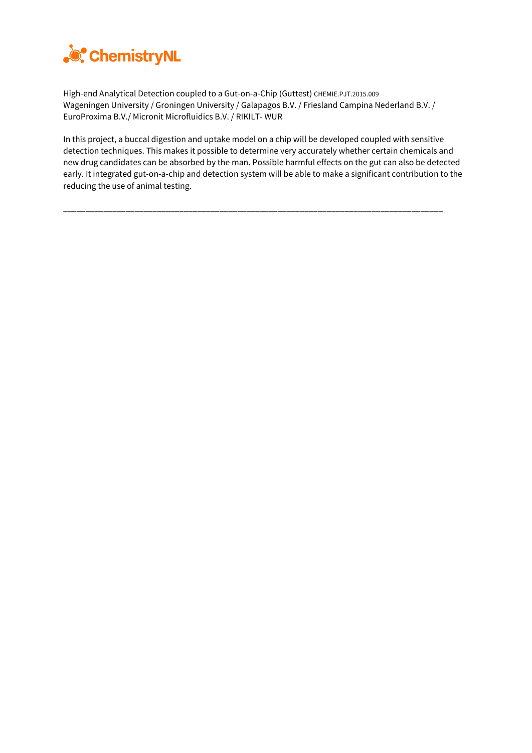High-end Analytical Detection coupled to a Gut-on-a-Chip (Guttest) CHEMIE.PJT.2015.009
Wageningen University / Groningen University / Galapagos B.V. / Friesland Campina Nederland B.V. / EuroProxima B.V./ Micronit Microfluidics B.V. / RIKILT- WUR

In this project, a buccal digestion and uptake model on a chip will be developed coupled with sensitive detection techniques. This makes it possible to determine very accurately whether certain chemicals and new drug candidates can be absorbed by the man. Possible harmful effects on the gut can also be detected early. It integrated gut-on-a-chip and detection system will be able to make a significant contribution to the reducing the use of animal testing.

---